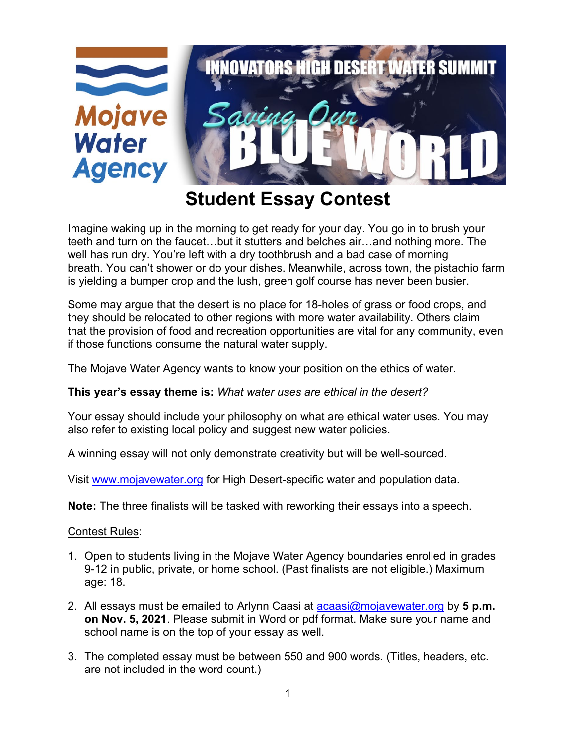# Student Essay Contest

Imagine waking up in the morning to get ready for your day. You go in to brush your teeth and turn on the faucet…but it stutters and belches air…and nothing more. The well has run dry. You're left with a dry toothbrush and a bad case of morning breath. You can't shower or do your dishes. Meanwhile, across town, the pistachio farm is yielding a bumper crop and the lush, green golf course has never been busier.

Some may argue that the desert is no place for 18-holes of grass or food crops, and they should be relocated to other regions with more water availability. Others claim that the provision of food and recreation opportunities are vital for any community, even if those functions consume the natural water supply.

The Mojave Water Agency wants to know your position on the ethics of water.

**This year's essay theme is:** *What water uses are ethical in the desert?*

Your essay should include your philosophy on what are ethical water uses. You may also refer to existing local policy and suggest new water policies.

A winning essay will not only demonstrate creativity but will be well-sourced.

Visit www.mojavewater.org for High Desert-specific water and population data.

**Note:** The three finalists will be tasked with reworking their essays into a speech.

Contest Rules:

1. Open to students living in the Mojave Water Agency boundaries enrolled in grades 9-12 in public, private, or home school. (Past finalists are not eligible.) Maximum age: 18.
2. All essays must be emailed to Arlynn Caasi at acaasi@mojavewater.org by **5 p.m. on Nov. 5, 2021**. Please submit in Word or pdf format. Make sure your name and school name is on the top of your essay as well.
3. The completed essay must be between 550 and 900 words. (Titles, headers, etc. are not included in the word count.)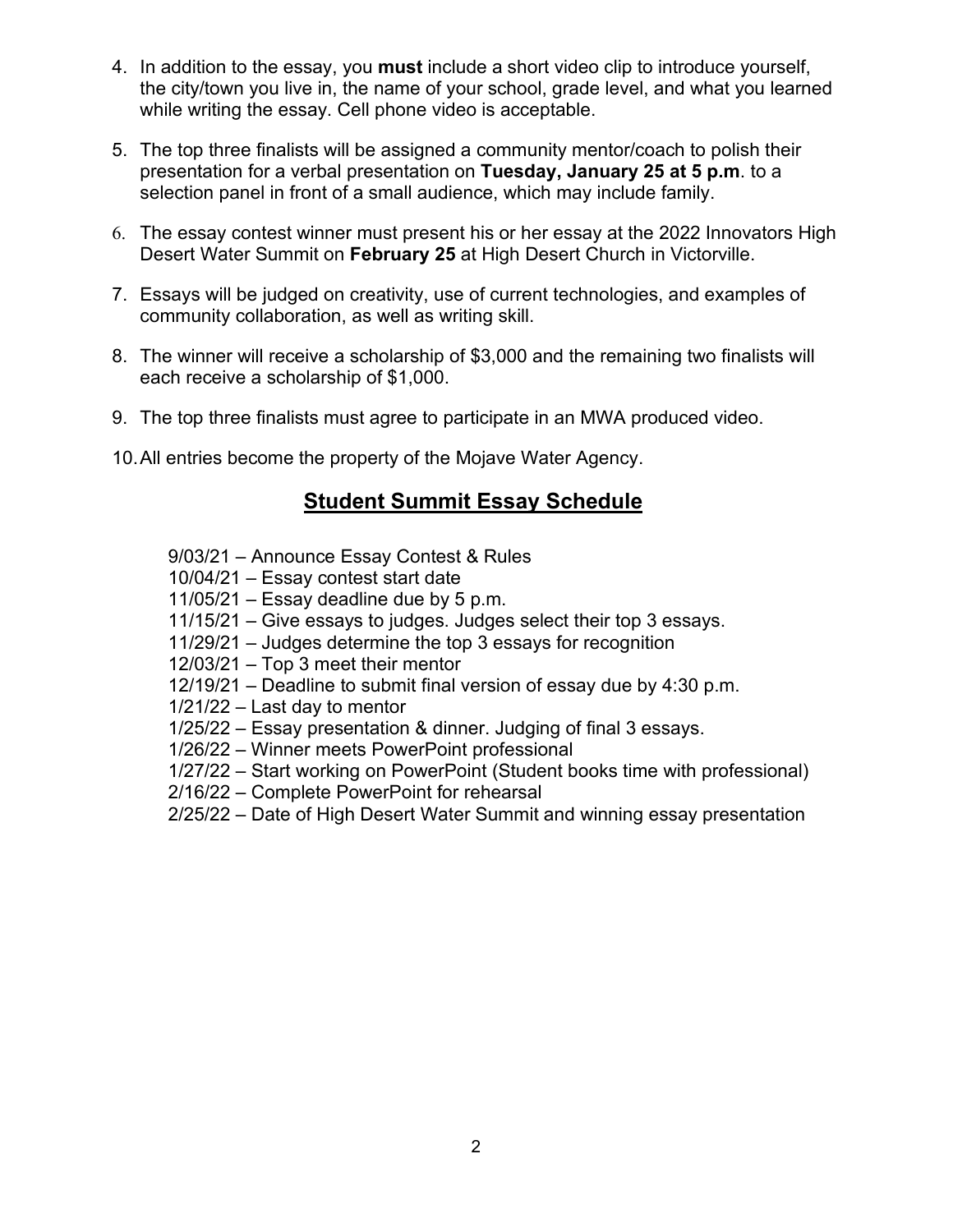4. In addition to the essay, you **must** include a short video clip to introduce yourself, the city/town you live in, the name of your school, grade level, and what you learned while writing the essay. Cell phone video is acceptable.

5. The top three finalists will be assigned a community mentor/coach to polish their presentation for a verbal presentation on **Tuesday, January 25 at 5 p.m**. to a selection panel in front of a small audience, which may include family.

6. The essay contest winner must present his or her essay at the 2022 Innovators High Desert Water Summit on **February 25** at High Desert Church in Victorville.

7. Essays will be judged on creativity, use of current technologies, and examples of community collaboration, as well as writing skill.

8. The winner will receive a scholarship of $3,000 and the remaining two finalists will each receive a scholarship of $1,000.

9. The top three finalists must agree to participate in an MWA produced video.

10. All entries become the property of the Mojave Water Agency.

## Student Summit Essay Schedule

9/03/21 – Announce Essay Contest & Rules
10/04/21 – Essay contest start date
11/05/21 – Essay deadline due by 5 p.m.
11/15/21 – Give essays to judges. Judges select their top 3 essays.
11/29/21 – Judges determine the top 3 essays for recognition
12/03/21 – Top 3 meet their mentor
12/19/21 – Deadline to submit final version of essay due by 4:30 p.m.
1/21/22 – Last day to mentor
1/25/22 – Essay presentation & dinner. Judging of final 3 essays.
1/26/22 – Winner meets PowerPoint professional
1/27/22 – Start working on PowerPoint (Student books time with professional)
2/16/22 – Complete PowerPoint for rehearsal
2/25/22 – Date of High Desert Water Summit and winning essay presentation